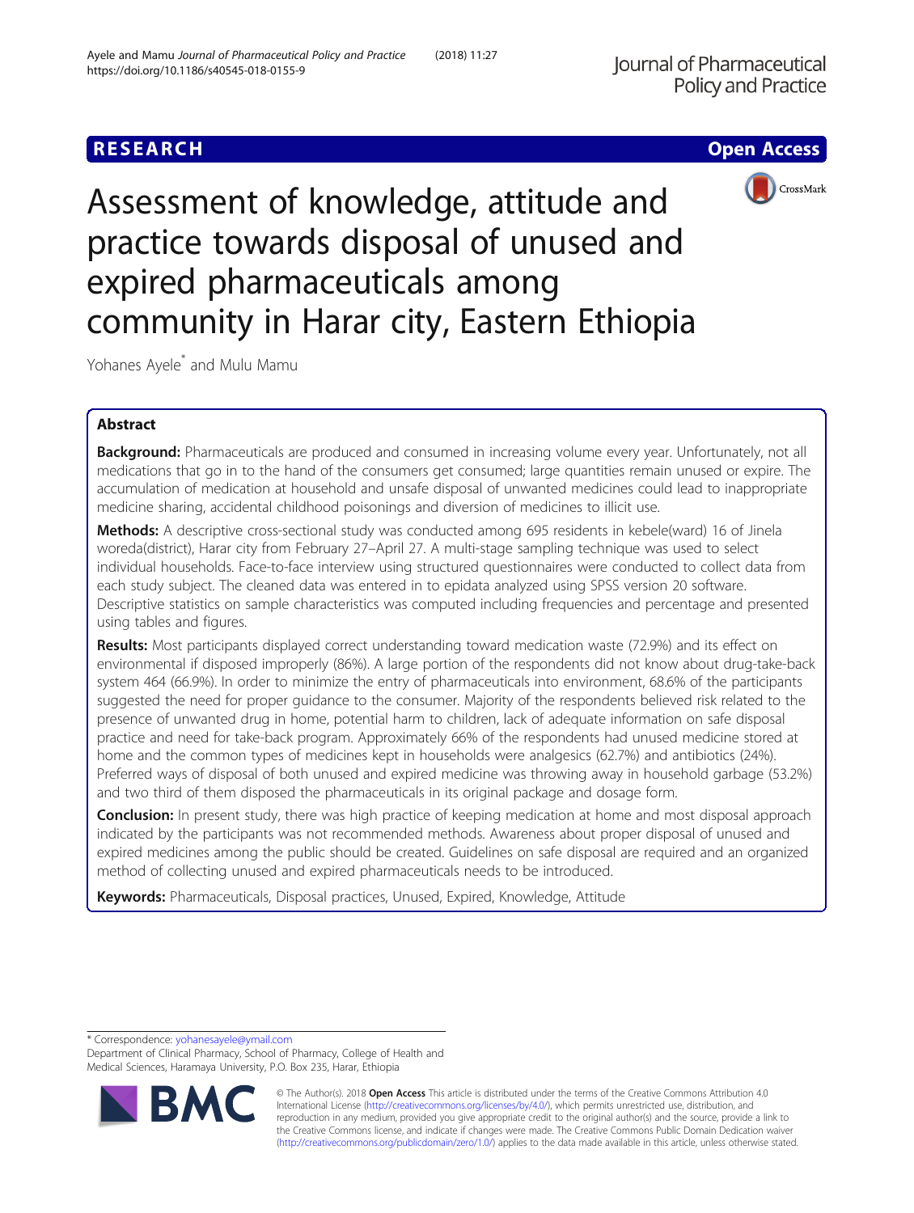RESEARCH

Open Access

# Assessment of knowledge, attitude and practice towards disposal of unused and expired pharmaceuticals among community in Harar city, Eastern Ethiopia

Yohanes Ayele* and Mulu Mamu

## Abstract

**Background:** Pharmaceuticals are produced and consumed in increasing volume every year. Unfortunately, not all medications that go in to the hand of the consumers get consumed; large quantities remain unused or expire. The accumulation of medication at household and unsafe disposal of unwanted medicines could lead to inappropriate medicine sharing, accidental childhood poisonings and diversion of medicines to illicit use.

**Methods:** A descriptive cross-sectional study was conducted among 695 residents in kebele(ward) 16 of Jinela woreda(district), Harar city from February 27–April 27. A multi-stage sampling technique was used to select individual households. Face-to-face interview using structured questionnaires were conducted to collect data from each study subject. The cleaned data was entered in to epidata analyzed using SPSS version 20 software. Descriptive statistics on sample characteristics was computed including frequencies and percentage and presented using tables and figures.

**Results:** Most participants displayed correct understanding toward medication waste (72.9%) and its effect on environmental if disposed improperly (86%). A large portion of the respondents did not know about drug-take-back system 464 (66.9%). In order to minimize the entry of pharmaceuticals into environment, 68.6% of the participants suggested the need for proper guidance to the consumer. Majority of the respondents believed risk related to the presence of unwanted drug in home, potential harm to children, lack of adequate information on safe disposal practice and need for take-back program. Approximately 66% of the respondents had unused medicine stored at home and the common types of medicines kept in households were analgesics (62.7%) and antibiotics (24%). Preferred ways of disposal of both unused and expired medicine was throwing away in household garbage (53.2%) and two third of them disposed the pharmaceuticals in its original package and dosage form.

**Conclusion:** In present study, there was high practice of keeping medication at home and most disposal approach indicated by the participants was not recommended methods. Awareness about proper disposal of unused and expired medicines among the public should be created. Guidelines on safe disposal are required and an organized method of collecting unused and expired pharmaceuticals needs to be introduced.

**Keywords:** Pharmaceuticals, Disposal practices, Unused, Expired, Knowledge, Attitude

---

* Correspondence: yohanesayele@ymail.com
Department of Clinical Pharmacy, School of Pharmacy, College of Health and Medical Sciences, Haramaya University, P.O. Box 235, Harar, Ethiopia

© The Author(s). 2018 **Open Access** This article is distributed under the terms of the Creative Commons Attribution 4.0 International License (http://creativecommons.org/licenses/by/4.0/), which permits unrestricted use, distribution, and reproduction in any medium, provided you give appropriate credit to the original author(s) and the source, provide a link to the Creative Commons license, and indicate if changes were made. The Creative Commons Public Domain Dedication waiver (http://creativecommons.org/publicdomain/zero/1.0/) applies to the data made available in this article, unless otherwise stated.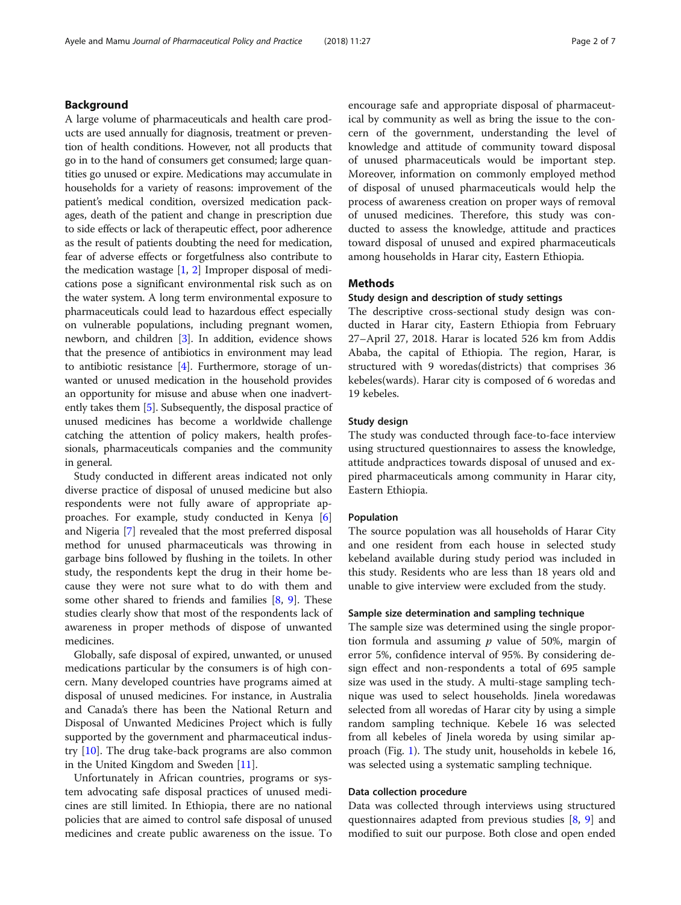## Background

A large volume of pharmaceuticals and health care products are used annually for diagnosis, treatment or prevention of health conditions. However, not all products that go in to the hand of consumers get consumed; large quantities go unused or expire. Medications may accumulate in households for a variety of reasons: improvement of the patient's medical condition, oversized medication packages, death of the patient and change in prescription due to side effects or lack of therapeutic effect, poor adherence as the result of patients doubting the need for medication, fear of adverse effects or forgetfulness also contribute to the medication wastage [1, 2] Improper disposal of medications pose a significant environmental risk such as on the water system. A long term environmental exposure to pharmaceuticals could lead to hazardous effect especially on vulnerable populations, including pregnant women, newborn, and children [3]. In addition, evidence shows that the presence of antibiotics in environment may lead to antibiotic resistance [4]. Furthermore, storage of unwanted or unused medication in the household provides an opportunity for misuse and abuse when one inadvertently takes them [5]. Subsequently, the disposal practice of unused medicines has become a worldwide challenge catching the attention of policy makers, health professionals, pharmaceuticals companies and the community in general.

Study conducted in different areas indicated not only diverse practice of disposal of unused medicine but also respondents were not fully aware of appropriate approaches. For example, study conducted in Kenya [6] and Nigeria [7] revealed that the most preferred disposal method for unused pharmaceuticals was throwing in garbage bins followed by flushing in the toilets. In other study, the respondents kept the drug in their home because they were not sure what to do with them and some other shared to friends and families [8, 9]. These studies clearly show that most of the respondents lack of awareness in proper methods of dispose of unwanted medicines.

Globally, safe disposal of expired, unwanted, or unused medications particular by the consumers is of high concern. Many developed countries have programs aimed at disposal of unused medicines. For instance, in Australia and Canada's there has been the National Return and Disposal of Unwanted Medicines Project which is fully supported by the government and pharmaceutical industry [10]. The drug take-back programs are also common in the United Kingdom and Sweden [11].

Unfortunately in African countries, programs or system advocating safe disposal practices of unused medicines are still limited. In Ethiopia, there are no national policies that are aimed to control safe disposal of unused medicines and create public awareness on the issue. To encourage safe and appropriate disposal of pharmaceutical by community as well as bring the issue to the concern of the government, understanding the level of knowledge and attitude of community toward disposal of unused pharmaceuticals would be important step. Moreover, information on commonly employed method of disposal of unused pharmaceuticals would help the process of awareness creation on proper ways of removal of unused medicines. Therefore, this study was conducted to assess the knowledge, attitude and practices toward disposal of unused and expired pharmaceuticals among households in Harar city, Eastern Ethiopia.

## Methods

### Study design and description of study settings

The descriptive cross-sectional study design was conducted in Harar city, Eastern Ethiopia from February 27–April 27, 2018. Harar is located 526 km from Addis Ababa, the capital of Ethiopia. The region, Harar, is structured with 9 woredas(districts) that comprises 36 kebeles(wards). Harar city is composed of 6 woredas and 19 kebeles.

### Study design

The study was conducted through face-to-face interview using structured questionnaires to assess the knowledge, attitude andpractices towards disposal of unused and expired pharmaceuticals among community in Harar city, Eastern Ethiopia.

### Population

The source population was all households of Harar City and one resident from each house in selected study kebeland available during study period was included in this study. Residents who are less than 18 years old and unable to give interview were excluded from the study.

### Sample size determination and sampling technique

The sample size was determined using the single proportion formula and assuming $p$ value of 50%, margin of error 5%, confidence interval of 95%. By considering design effect and non-respondents a total of 695 sample size was used in the study. A multi-stage sampling technique was used to select households. Jinela woredawas selected from all woredas of Harar city by using a simple random sampling technique. Kebele 16 was selected from all kebeles of Jinela woreda by using similar approach (Fig. 1). The study unit, households in kebele 16, was selected using a systematic sampling technique.

### Data collection procedure

Data was collected through interviews using structured questionnaires adapted from previous studies [8, 9] and modified to suit our purpose. Both close and open ended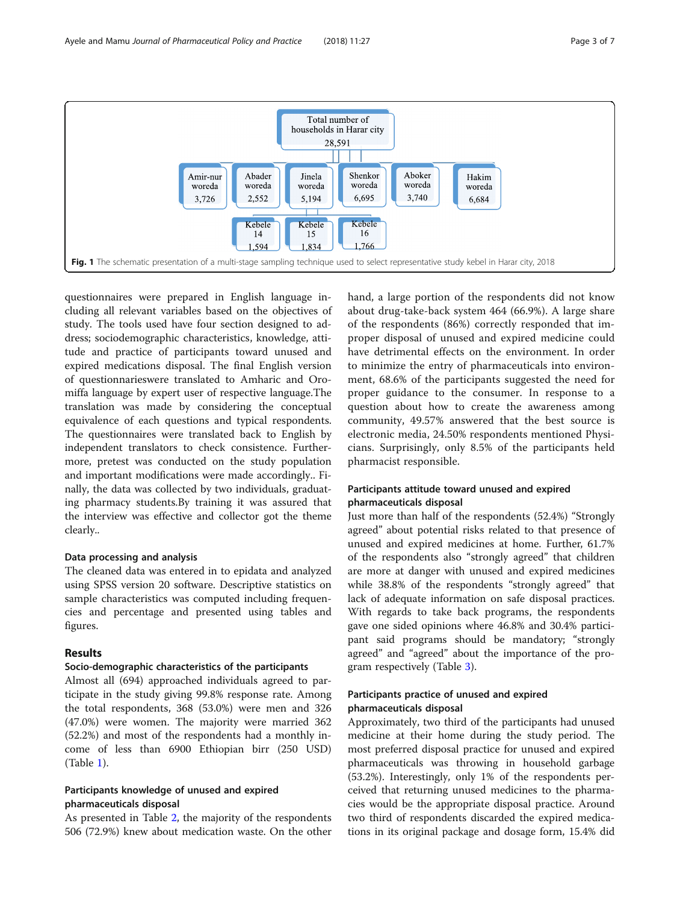Total number of households in Harar city
28,591

Amir-nur woreda 3,726 | Abader woreda 2,552 | Jinela woreda 5,194 | Shenkor woreda 6,695 | Aboker woreda 3,740 | Hakim woreda 6,684

Kebele 14 1,594 | Kebele 15 1,834 | Kebele 16 1,766

**Fig. 1** The schematic presentation of a multi-stage sampling technique used to select representative study kebel in Harar city, 2018

questionnaires were prepared in English language including all relevant variables based on the objectives of study. The tools used have four section designed to address; sociodemographic characteristics, knowledge, attitude and practice of participants toward unused and expired medications disposal. The final English version of questionnaireswere translated to Amharic and Oromiffa language by expert user of respective language.The translation was made by considering the conceptual equivalence of each questions and typical respondents. The questionnaires were translated back to English by independent translators to check consistence. Furthermore, pretest was conducted on the study population and important modifications were made accordingly.. Finally, the data was collected by two individuals, graduating pharmacy students.By training it was assured that the interview was effective and collector got the theme clearly..

### Data processing and analysis

The cleaned data was entered in to epidata and analyzed using SPSS version 20 software. Descriptive statistics on sample characteristics was computed including frequencies and percentage and presented using tables and figures.

## Results

### Socio-demographic characteristics of the participants

Almost all (694) approached individuals agreed to participate in the study giving 99.8% response rate. Among the total respondents, 368 (53.0%) were men and 326 (47.0%) were women. The majority were married 362 (52.2%) and most of the respondents had a monthly income of less than 6900 Ethiopian birr (250 USD) (Table 1).

### Participants knowledge of unused and expired pharmaceuticals disposal

As presented in Table 2, the majority of the respondents 506 (72.9%) knew about medication waste. On the other hand, a large portion of the respondents did not know about drug-take-back system 464 (66.9%). A large share of the respondents (86%) correctly responded that improper disposal of unused and expired medicine could have detrimental effects on the environment. In order to minimize the entry of pharmaceuticals into environment, 68.6% of the participants suggested the need for proper guidance to the consumer. In response to a question about how to create the awareness among community, 49.57% answered that the best source is electronic media, 24.50% respondents mentioned Physicians. Surprisingly, only 8.5% of the participants held pharmacist responsible.

### Participants attitude toward unused and expired pharmaceuticals disposal

Just more than half of the respondents (52.4%) "Strongly agreed" about potential risks related to that presence of unused and expired medicines at home. Further, 61.7% of the respondents also "strongly agreed" that children are more at danger with unused and expired medicines while 38.8% of the respondents "strongly agreed" that lack of adequate information on safe disposal practices. With regards to take back programs, the respondents gave one sided opinions where 46.8% and 30.4% participant said programs should be mandatory; "strongly agreed" and "agreed" about the importance of the program respectively (Table 3).

### Participants practice of unused and expired pharmaceuticals disposal

Approximately, two third of the participants had unused medicine at their home during the study period. The most preferred disposal practice for unused and expired pharmaceuticals was throwing in household garbage (53.2%). Interestingly, only 1% of the respondents perceived that returning unused medicines to the pharmacies would be the appropriate disposal practice. Around two third of respondents discarded the expired medications in its original package and dosage form, 15.4% did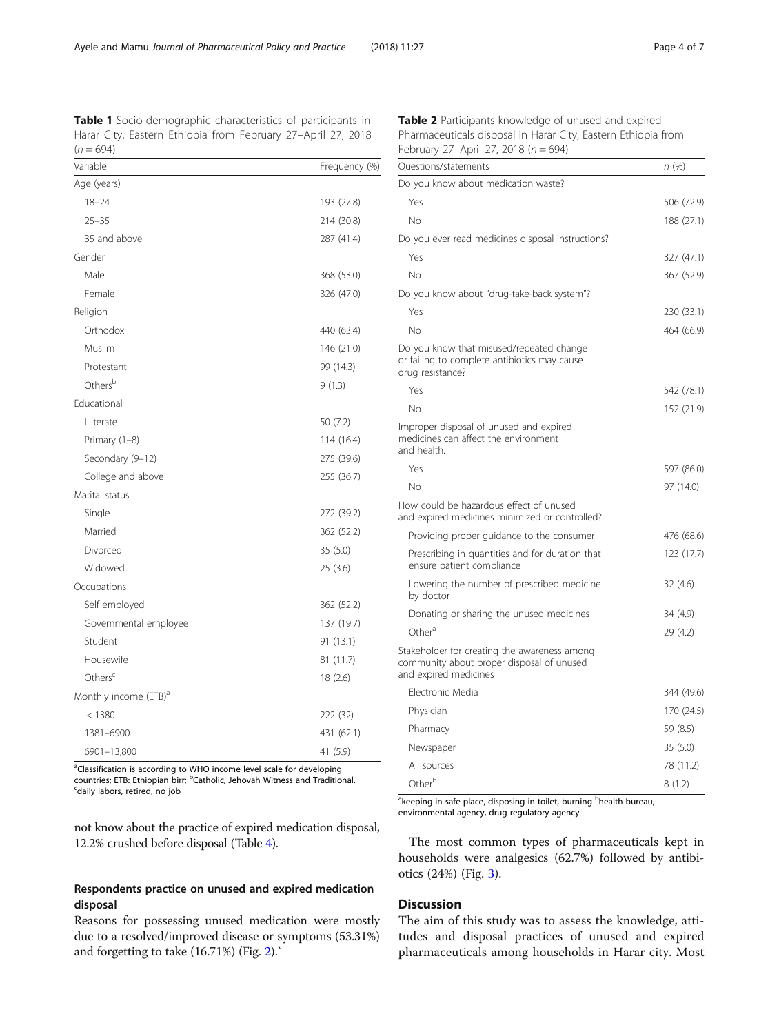**Table 1** Socio-demographic characteristics of participants in Harar City, Eastern Ethiopia from February 27–April 27, 2018 (n = 694)

| Variable | Frequency (%) |
| --- | --- |
| Age (years) | |
| 18–24 | 193 (27.8) |
| 25–35 | 214 (30.8) |
| 35 and above | 287 (41.4) |
| Gender | |
| Male | 368 (53.0) |
| Female | 326 (47.0) |
| Religion | |
| Orthodox | 440 (63.4) |
| Muslim | 146 (21.0) |
| Protestant | 99 (14.3) |
| Others[b] | 9 (1.3) |
| Educational | |
| Illiterate | 50 (7.2) |
| Primary (1–8) | 114 (16.4) |
| Secondary (9–12) | 275 (39.6) |
| College and above | 255 (36.7) |
| Marital status | |
| Single | 272 (39.2) |
| Married | 362 (52.2) |
| Divorced | 35 (5.0) |
| Widowed | 25 (3.6) |
| Occupations | |
| Self employed | 362 (52.2) |
| Governmental employee | 137 (19.7) |
| Student | 91 (13.1) |
| Housewife | 81 (11.7) |
| Others[c] | 18 (2.6) |
| Monthly income (ETB)[a] | |
| < 1380 | 222 (32) |
| 1381–6900 | 431 (62.1) |
| 6901–13,800 | 41 (5.9) |

[a]Classification is according to WHO income level scale for developing countries; ETB: Ethiopian birr; [b]Catholic, Jehovah Witness and Traditional. [c]daily labors, retired, no job

**Table 2** Participants knowledge of unused and expired Pharmaceuticals disposal in Harar City, Eastern Ethiopia from February 27–April 27, 2018 (n = 694)

| Questions/statements | n (%) |
| --- | --- |
| Do you know about medication waste? | |
| Yes | 506 (72.9) |
| No | 188 (27.1) |
| Do you ever read medicines disposal instructions? | |
| Yes | 327 (47.1) |
| No | 367 (52.9) |
| Do you know about "drug-take-back system"? | |
| Yes | 230 (33.1) |
| No | 464 (66.9) |
| Do you know that misused/repeated change or failing to complete antibiotics may cause drug resistance? | |
| Yes | 542 (78.1) |
| No | 152 (21.9) |
| Improper disposal of unused and expired medicines can affect the environment and health. | |
| Yes | 597 (86.0) |
| No | 97 (14.0) |
| How could be hazardous effect of unused and expired medicines minimized or controlled? | |
| Providing proper guidance to the consumer | 476 (68.6) |
| Prescribing in quantities and for duration that ensure patient compliance | 123 (17.7) |
| Lowering the number of prescribed medicine by doctor | 32 (4.6) |
| Donating or sharing the unused medicines | 34 (4.9) |
| Other[a] | 29 (4.2) |
| Stakeholder for creating the awareness among community about proper disposal of unused and expired medicines | |
| Electronic Media | 344 (49.6) |
| Physician | 170 (24.5) |
| Pharmacy | 59 (8.5) |
| Newspaper | 35 (5.0) |
| All sources | 78 (11.2) |
| Other[b] | 8 (1.2) |

[a]keeping in safe place, disposing in toilet, burning [b]health bureau, environmental agency, drug regulatory agency

not know about the practice of expired medication disposal, 12.2% crushed before disposal (Table 4).

## Respondents practice on unused and expired medication disposal

Reasons for possessing unused medication were mostly due to a resolved/improved disease or symptoms (53.31%) and forgetting to take (16.71%) (Fig. 2).`

The most common types of pharmaceuticals kept in households were analgesics (62.7%) followed by antibiotics (24%) (Fig. 3).

## Discussion

The aim of this study was to assess the knowledge, attitudes and disposal practices of unused and expired pharmaceuticals among households in Harar city. Most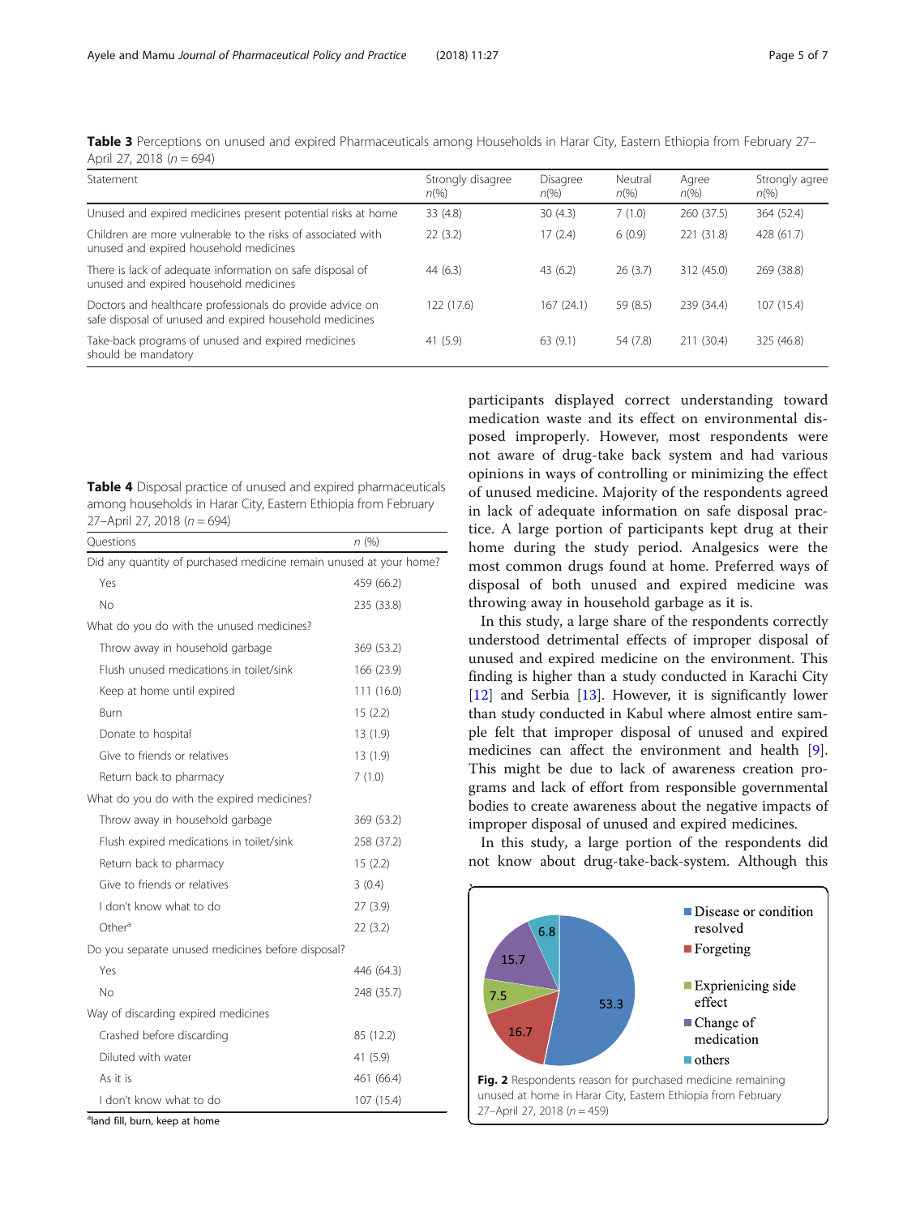**Table 3** Perceptions on unused and expired Pharmaceuticals among Households in Harar City, Eastern Ethiopia from February 27–April 27, 2018 ($n = 694$)

| Statement | Strongly disagree n(%) | Disagree n(%) | Neutral n(%) | Agree n(%) | Strongly agree n(%) |
|---|---|---|---|---|---|
| Unused and expired medicines present potential risks at home | 33 (4.8) | 30 (4.3) | 7 (1.0) | 260 (37.5) | 364 (52.4) |
| Children are more vulnerable to the risks of associated with unused and expired household medicines | 22 (3.2) | 17 (2.4) | 6 (0.9) | 221 (31.8) | 428 (61.7) |
| There is lack of adequate information on safe disposal of unused and expired household medicines | 44 (6.3) | 43 (6.2) | 26 (3.7) | 312 (45.0) | 269 (38.8) |
| Doctors and healthcare professionals do provide advice on safe disposal of unused and expired household medicines | 122 (17.6) | 167 (24.1) | 59 (8.5) | 239 (34.4) | 107 (15.4) |
| Take-back programs of unused and expired medicines should be mandatory | 41 (5.9) | 63 (9.1) | 54 (7.8) | 211 (30.4) | 325 (46.8) |

**Table 4** Disposal practice of unused and expired pharmaceuticals among households in Harar City, Eastern Ethiopia from February 27–April 27, 2018 ($n = 694$)

| Questions | n (%) |
|---|---|
| Did any quantity of purchased medicine remain unused at your home? | |
| Yes | 459 (66.2) |
| No | 235 (33.8) |
| What do you do with the unused medicines? | |
| Throw away in household garbage | 369 (53.2) |
| Flush unused medications in toilet/sink | 166 (23.9) |
| Keep at home until expired | 111 (16.0) |
| Burn | 15 (2.2) |
| Donate to hospital | 13 (1.9) |
| Give to friends or relatives | 13 (1.9) |
| Return back to pharmacy | 7 (1.0) |
| What do you do with the expired medicines? | |
| Throw away in household garbage | 369 (53.2) |
| Flush expired medications in toilet/sink | 258 (37.2) |
| Return back to pharmacy | 15 (2.2) |
| Give to friends or relatives | 3 (0.4) |
| I don't know what to do | 27 (3.9) |
| Other[a] | 22 (3.2) |
| Do you separate unused medicines before disposal? | |
| Yes | 446 (64.3) |
| No | 248 (35.7) |
| Way of discarding expired medicines | |
| Crashed before discarding | 85 (12.2) |
| Diluted with water | 41 (5.9) |
| As it is | 461 (66.4) |
| I don't know what to do | 107 (15.4) |

[a]land fill, burn, keep at home

participants displayed correct understanding toward medication waste and its effect on environmental disposed improperly. However, most respondents were not aware of drug-take back system and had various opinions in ways of controlling or minimizing the effect of unused medicine. Majority of the respondents agreed in lack of adequate information on safe disposal practice. A large portion of participants kept drug at their home during the study period. Analgesics were the most common drugs found at home. Preferred ways of disposal of both unused and expired medicine was throwing away in household garbage as it is.

In this study, a large share of the respondents correctly understood detrimental effects of improper disposal of unused and expired medicine on the environment. This finding is higher than a study conducted in Karachi City [12] and Serbia [13]. However, it is significantly lower than study conducted in Kabul where almost entire sample felt that improper disposal of unused and expired medicines can affect the environment and health [9]. This might be due to lack of awareness creation programs and lack of effort from responsible governmental bodies to create awareness about the negative impacts of improper disposal of unused and expired medicines.

In this study, a large portion of the respondents did not know about drug-take-back-system. Although this

**Fig. 2** Respondents reason for purchased medicine remaining unused at home in Harar City, Eastern Ethiopia from February 27–April 27, 2018 ($n = 459$)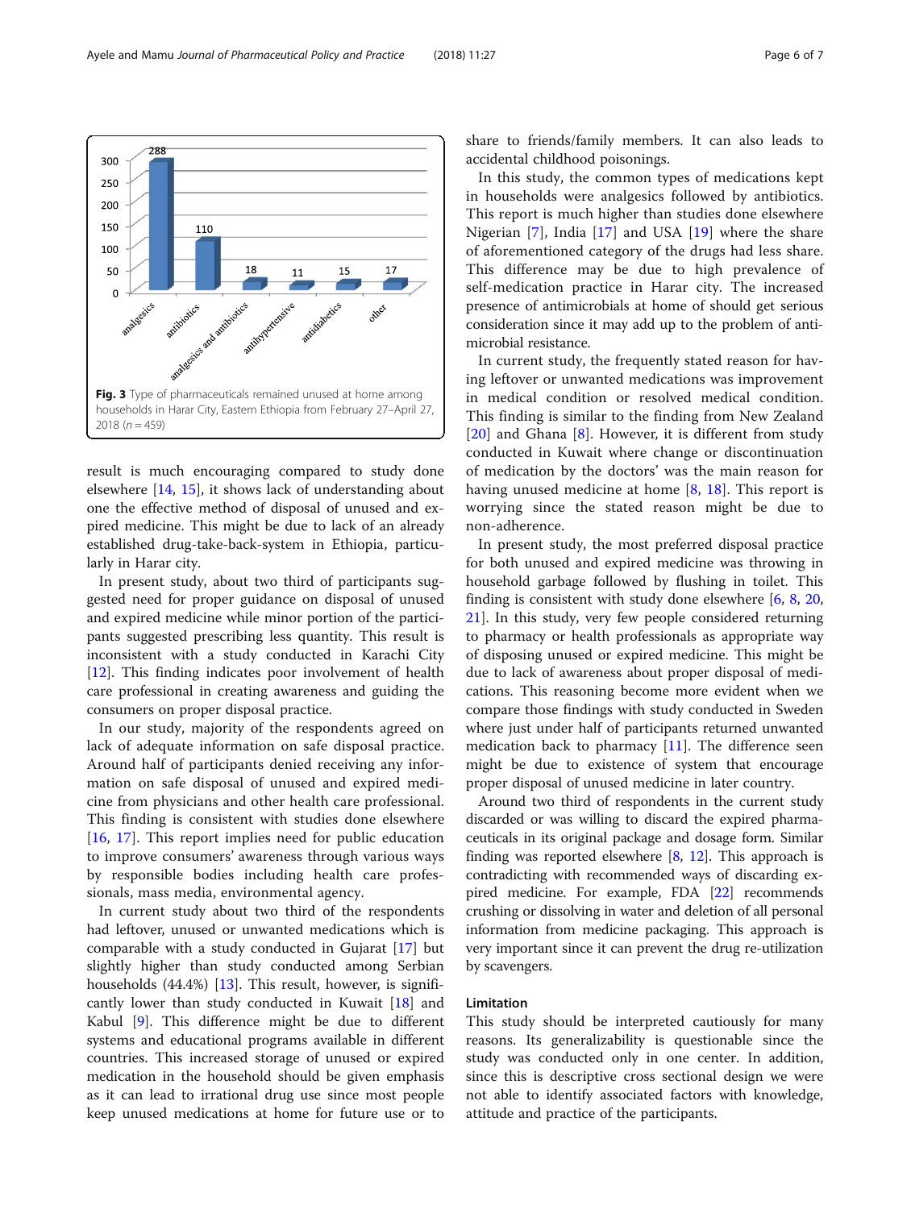Fig. 3 Type of pharmaceuticals remained unused at home among households in Harar City, Eastern Ethiopia from February 27–April 27, 2018 (n = 459)

result is much encouraging compared to study done elsewhere [14, 15], it shows lack of understanding about one the effective method of disposal of unused and expired medicine. This might be due to lack of an already established drug-take-back-system in Ethiopia, particularly in Harar city.

In present study, about two third of participants suggested need for proper guidance on disposal of unused and expired medicine while minor portion of the participants suggested prescribing less quantity. This result is inconsistent with a study conducted in Karachi City [12]. This finding indicates poor involvement of health care professional in creating awareness and guiding the consumers on proper disposal practice.

In our study, majority of the respondents agreed on lack of adequate information on safe disposal practice. Around half of participants denied receiving any information on safe disposal of unused and expired medicine from physicians and other health care professional. This finding is consistent with studies done elsewhere [16, 17]. This report implies need for public education to improve consumers' awareness through various ways by responsible bodies including health care professionals, mass media, environmental agency.

In current study about two third of the respondents had leftover, unused or unwanted medications which is comparable with a study conducted in Gujarat [17] but slightly higher than study conducted among Serbian households (44.4%) [13]. This result, however, is significantly lower than study conducted in Kuwait [18] and Kabul [9]. This difference might be due to different systems and educational programs available in different countries. This increased storage of unused or expired medication in the household should be given emphasis as it can lead to irrational drug use since most people keep unused medications at home for future use or to share to friends/family members. It can also leads to accidental childhood poisonings.

In this study, the common types of medications kept in households were analgesics followed by antibiotics. This report is much higher than studies done elsewhere Nigerian [7], India [17] and USA [19] where the share of aforementioned category of the drugs had less share. This difference may be due to high prevalence of self-medication practice in Harar city. The increased presence of antimicrobials at home of should get serious consideration since it may add up to the problem of antimicrobial resistance.

In current study, the frequently stated reason for having leftover or unwanted medications was improvement in medical condition or resolved medical condition. This finding is similar to the finding from New Zealand [20] and Ghana [8]. However, it is different from study conducted in Kuwait where change or discontinuation of medication by the doctors' was the main reason for having unused medicine at home [8, 18]. This report is worrying since the stated reason might be due to non-adherence.

In present study, the most preferred disposal practice for both unused and expired medicine was throwing in household garbage followed by flushing in toilet. This finding is consistent with study done elsewhere [6, 8, 20, 21]. In this study, very few people considered returning to pharmacy or health professionals as appropriate way of disposing unused or expired medicine. This might be due to lack of awareness about proper disposal of medications. This reasoning become more evident when we compare those findings with study conducted in Sweden where just under half of participants returned unwanted medication back to pharmacy [11]. The difference seen might be due to existence of system that encourage proper disposal of unused medicine in later country.

Around two third of respondents in the current study discarded or was willing to discard the expired pharmaceuticals in its original package and dosage form. Similar finding was reported elsewhere [8, 12]. This approach is contradicting with recommended ways of discarding expired medicine. For example, FDA [22] recommends crushing or dissolving in water and deletion of all personal information from medicine packaging. This approach is very important since it can prevent the drug re-utilization by scavengers.

## Limitation

This study should be interpreted cautiously for many reasons. Its generalizability is questionable since the study was conducted only in one center. In addition, since this is descriptive cross sectional design we were not able to identify associated factors with knowledge, attitude and practice of the participants.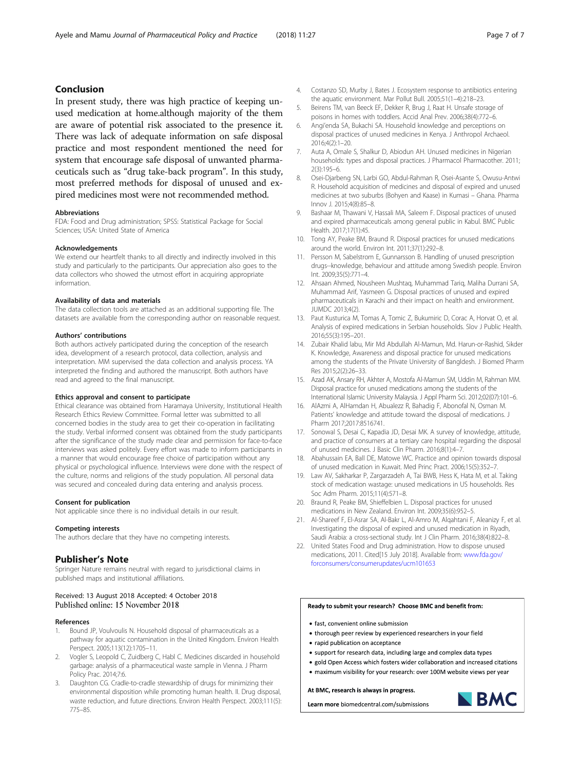## Conclusion

In present study, there was high practice of keeping unused medication at home.although majority of the them are aware of potential risk associated to the presence it. There was lack of adequate information on safe disposal practice and most respondent mentioned the need for system that encourage safe disposal of unwanted pharmaceuticals such as "drug take-back program". In this study, most preferred methods for disposal of unused and expired medicines most were not recommended method.

### Abbreviations

FDA: Food and Drug administration; SPSS: Statistical Package for Social Sciences; USA: United State of America

### Acknowledgements

We extend our heartfelt thanks to all directly and indirectly involved in this study and particularly to the participants. Our appreciation also goes to the data collectors who showed the utmost effort in acquiring appropriate information.

### Availability of data and materials

The data collection tools are attached as an additional supporting file. The datasets are available from the corresponding author on reasonable request.

### Authors' contributions

Both authors actively participated during the conception of the research idea, development of a research protocol, data collection, analysis and interpretation. MM supervised the data collection and analysis process. YA interpreted the finding and authored the manuscript. Both authors have read and agreed to the final manuscript.

### Ethics approval and consent to participate

Ethical clearance was obtained from Haramaya University, Institutional Health Research Ethics Review Committee. Formal letter was submitted to all concerned bodies in the study area to get their co-operation in facilitating the study. Verbal informed consent was obtained from the study participants after the significance of the study made clear and permission for face-to-face interviews was asked politely. Every effort was made to inform participants in a manner that would encourage free choice of participation without any physical or psychological influence. Interviews were done with the respect of the culture, norms and religions of the study population. All personal data was secured and concealed during data entering and analysis process.

### Consent for publication

Not applicable since there is no individual details in our result.

### Competing interests

The authors declare that they have no competing interests.

## Publisher's Note

Springer Nature remains neutral with regard to jurisdictional claims in published maps and institutional affiliations.

Received: 13 August 2018 Accepted: 4 October 2018
Published online: 15 November 2018

### References

1. Bound JP, Voulvoulis N. Household disposal of pharmaceuticals as a pathway for aquatic contamination in the United Kingdom. Environ Health Perspect. 2005;113(12):1705–11.
2. Vogler S, Leopold C, Zuidberg C, Habl C. Medicines discarded in household garbage: analysis of a pharmaceutical waste sample in Vienna. J Pharm Policy Prac. 2014;7:6.
3. Daughton CG. Cradle-to-cradle stewardship of drugs for minimizing their environmental disposition while promoting human health. II. Drug disposal, waste reduction, and future directions. Environ Health Perspect. 2003;111(5): 775–85.
4. Costanzo SD, Murby J, Bates J. Ecosystem response to antibiotics entering the aquatic environment. Mar Pollut Bull. 2005;51(1–4):218–23.
5. Beirens TM, van Beeck EF, Dekker R, Brug J, Raat H. Unsafe storage of poisons in homes with toddlers. Accid Anal Prev. 2006;38(4):772–6.
6. Angi'enda SA, Bukachi SA. Household knowledge and perceptions on disposal practices of unused medicines in Kenya. J Anthropol Archaeol. 2016;4(2):1–20.
7. Auta A, Omale S, Shalkur D, Abiodun AH. Unused medicines in Nigerian households: types and disposal practices. J Pharmacol Pharmacother. 2011; 2(3):195–6.
8. Osei-Djarbeng SN, Larbi GO, Abdul-Rahman R, Osei-Asante S, Owusu-Antwi R. Household acquisition of medicines and disposal of expired and unused medicines at two suburbs (Bohyen and Kaase) in Kumasi – Ghana. Pharma Innov J. 2015;4(8):85–8.
9. Bashaar M, Thawani V, Hassali MA, Saleem F. Disposal practices of unused and expired pharmaceuticals among general public in Kabul. BMC Public Health. 2017;17(1):45.
10. Tong AY, Peake BM, Braund R. Disposal practices for unused medications around the world. Environ Int. 2011;37(1):292–8.
11. Persson M, Sabelstrom E, Gunnarsson B. Handling of unused prescription drugs--knowledge, behaviour and attitude among Swedish people. Environ Int. 2009;35(5):771–4.
12. Ahsaan Ahmed, Nousheen Mushtaq, Muhammad Tariq, Maliha Durrani SA, Muhammad Arif, Yasmeen G. Disposal practices of unused and expired pharmaceuticals in Karachi and their impact on health and environment. JUMDC 2013;4(2).
13. Paut Kusturica M, Tomas A, Tomic Z, Bukumiric D, Corac A, Horvat O, et al. Analysis of expired medications in Serbian households. Slov J Public Health. 2016;55(3):195–201.
14. Zubair Khalid labu, Mir Md Abdullah Al-Mamun, Md. Harun-or-Rashid, Sikder K. Knowledge, Awareness and disposal practice for unused medications among the students of the Private University of Bangldesh. J Biomed Pharm Res 2015;2(2):26–33.
15. Azad AK, Ansary RH, Akhter A, Mostofa Al-Mamun SM, Uddin M, Rahman MM. Disposal practice for unused medications among the students of the International Islamic University Malaysia. J Appl Pharm Sci. 2012;02(07):101–6.
16. AlAzmi A, AlHamdan H, Abualezz R, Bahadig F, Abonofal N, Osman M. Patients' knowledge and attitude toward the disposal of medications. J Pharm 2017;2017:8516741.
17. Sonowal S, Desai C, Kapadia JD, Desai MK. A survey of knowledge, attitude, and practice of consumers at a tertiary care hospital regarding the disposal of unused medicines. J Basic Clin Pharm. 2016;8(1):4–7.
18. Abahussain EA, Ball DE, Matowe WC. Practice and opinion towards disposal of unused medication in Kuwait. Med Princ Pract. 2006;15(5):352–7.
19. Law AV, Sakharkar P, Zargarzadeh A, Tai BWB, Hess K, Hata M, et al. Taking stock of medication wastage: unused medications in US households. Res Soc Adm Pharm. 2015;11(4):571–8.
20. Braund R, Peake BM, Shieffelbien L. Disposal practices for unused medications in New Zealand. Environ Int. 2009;35(6):952–5.
21. Al-Shareef F, El-Asrar SA, Al-Bakr L, Al-Amro M, Alqahtani F, Aleanizy F, et al. Investigating the disposal of expired and unused medication in Riyadh, Saudi Arabia: a cross-sectional study. Int J Clin Pharm. 2016;38(4):822–8.
22. United States Food and Drug administration. How to dispose unused medications, 2011. Cited[15 July 2018]. Available from: www.fda.gov/forconsumers/consumerupdates/ucm101653